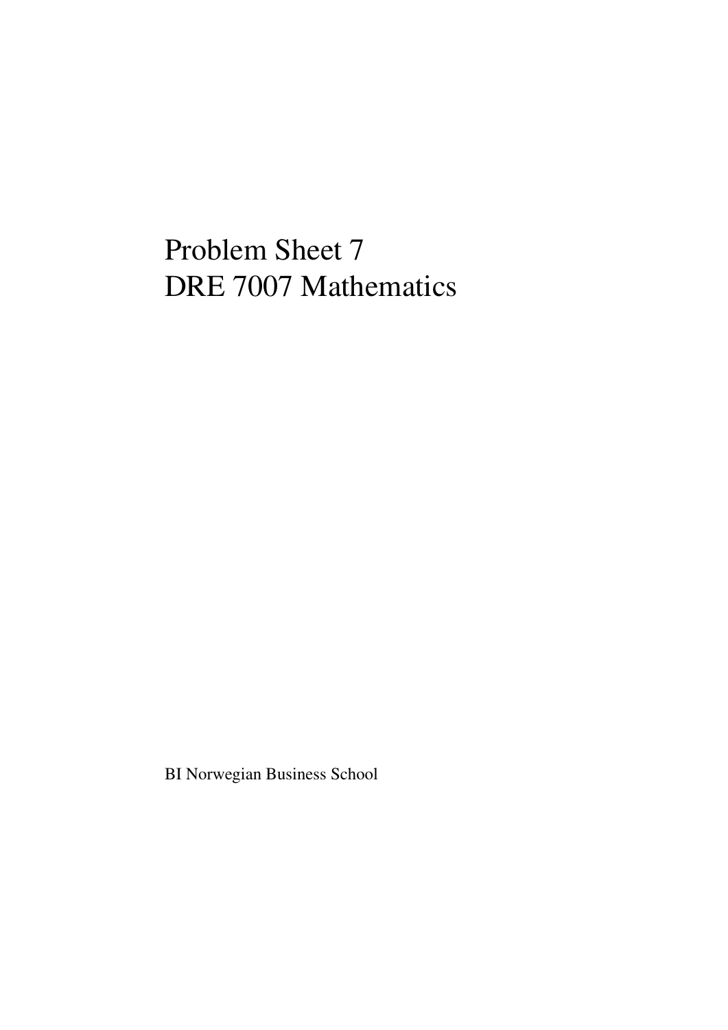# Problem Sheet 7
# DRE 7007 Mathematics

BI Norwegian Business School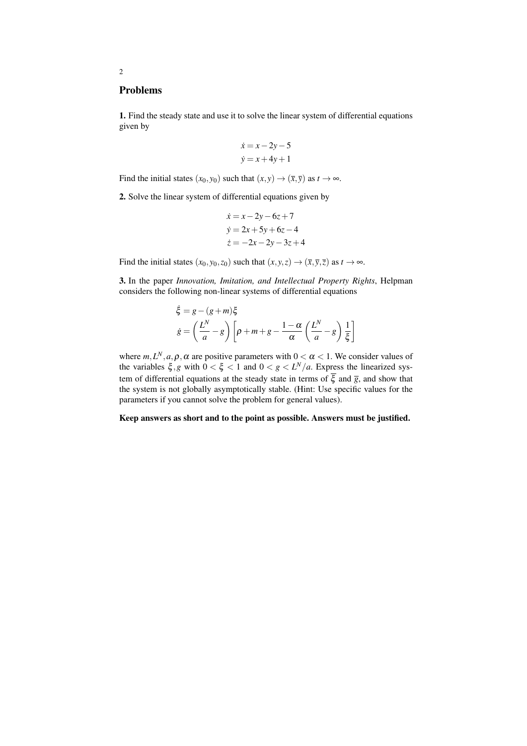## Problems

**1.** Find the steady state and use it to solve the linear system of differential equations given by

$$\dot{x} = x - 2y - 5$$
$$\dot{y} = x + 4y + 1$$

Find the initial states $(x_0, y_0)$ such that $(x, y) \to (\overline{x}, \overline{y})$ as $t \to \infty$.

**2.** Solve the linear system of differential equations given by

$$\dot{x} = x - 2y - 6z + 7$$
$$\dot{y} = 2x + 5y + 6z - 4$$
$$\dot{z} = -2x - 2y - 3z + 4$$

Find the initial states $(x_0, y_0, z_0)$ such that $(x, y, z) \to (\overline{x}, \overline{y}, \overline{z})$ as $t \to \infty$.

**3.** In the paper *Innovation, Imitation, and Intellectual Property Rights*, Helpman considers the following non-linear systems of differential equations

$$\dot{\xi} = g - (g + m)\xi$$
$$\dot{g} = \left(\frac{L^N}{a} - g\right)\left[\rho + m + g - \frac{1-\alpha}{\alpha}\left(\frac{L^N}{a} - g\right)\frac{1}{\xi}\right]$$

where $m, L^N, a, \rho, \alpha$ are positive parameters with $0 < \alpha < 1$. We consider values of the variables $\xi, g$ with $0 < \xi < 1$ and $0 < g < L^N/a$. Express the linearized system of differential equations at the steady state in terms of $\overline{\xi}$ and $\overline{g}$, and show that the system is not globally asymptotically stable. (Hint: Use specific values for the parameters if you cannot solve the problem for general values).

**Keep answers as short and to the point as possible. Answers must be justified.**